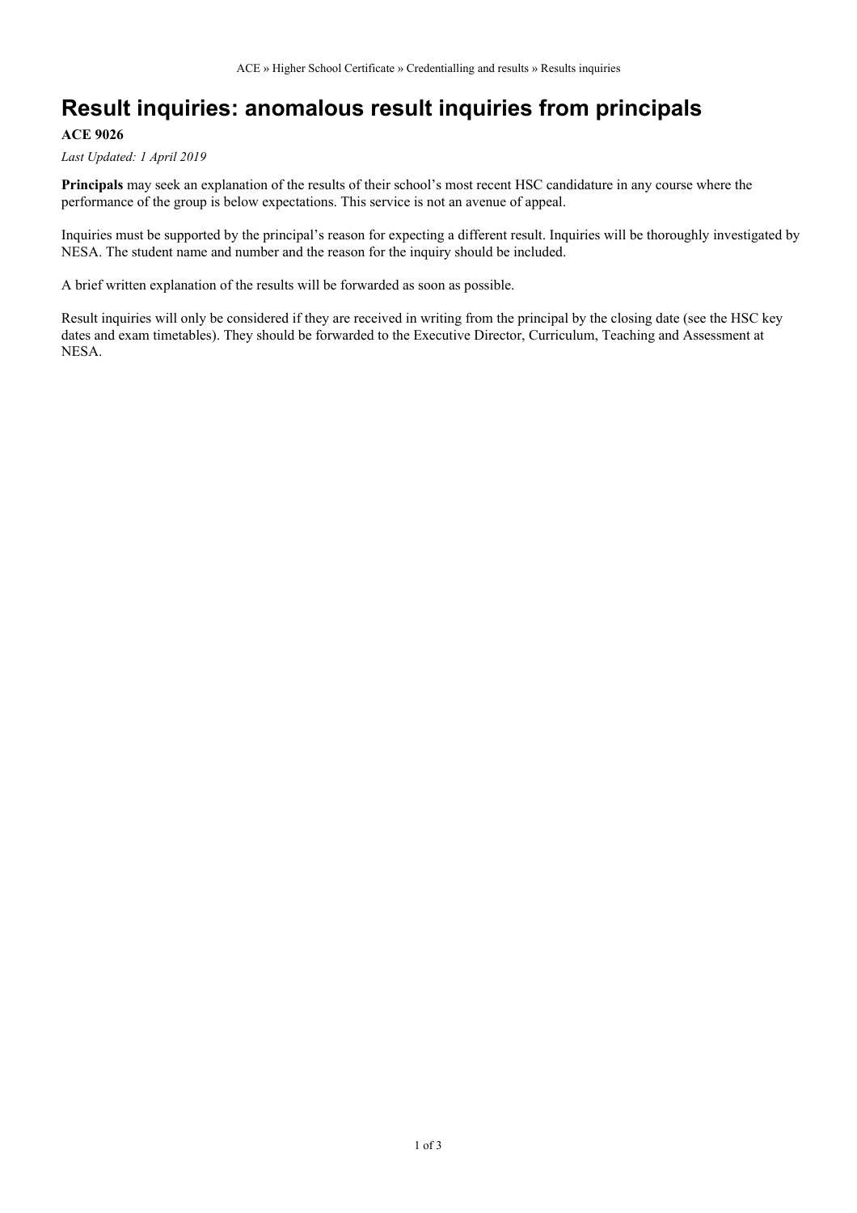ACE » Higher School Certificate » Credentialling and results » Results inquiries

# Result inquiries: anomalous result inquiries from principals

**ACE 9026**

*Last Updated: 1 April 2019*

**Principals** may seek an explanation of the results of their school's most recent HSC candidature in any course where the performance of the group is below expectations. This service is not an avenue of appeal.

Inquiries must be supported by the principal's reason for expecting a different result. Inquiries will be thoroughly investigated by NESA. The student name and number and the reason for the inquiry should be included.

A brief written explanation of the results will be forwarded as soon as possible.

Result inquiries will only be considered if they are received in writing from the principal by the closing date (see the HSC key dates and exam timetables). They should be forwarded to the Executive Director, Curriculum, Teaching and Assessment at NESA.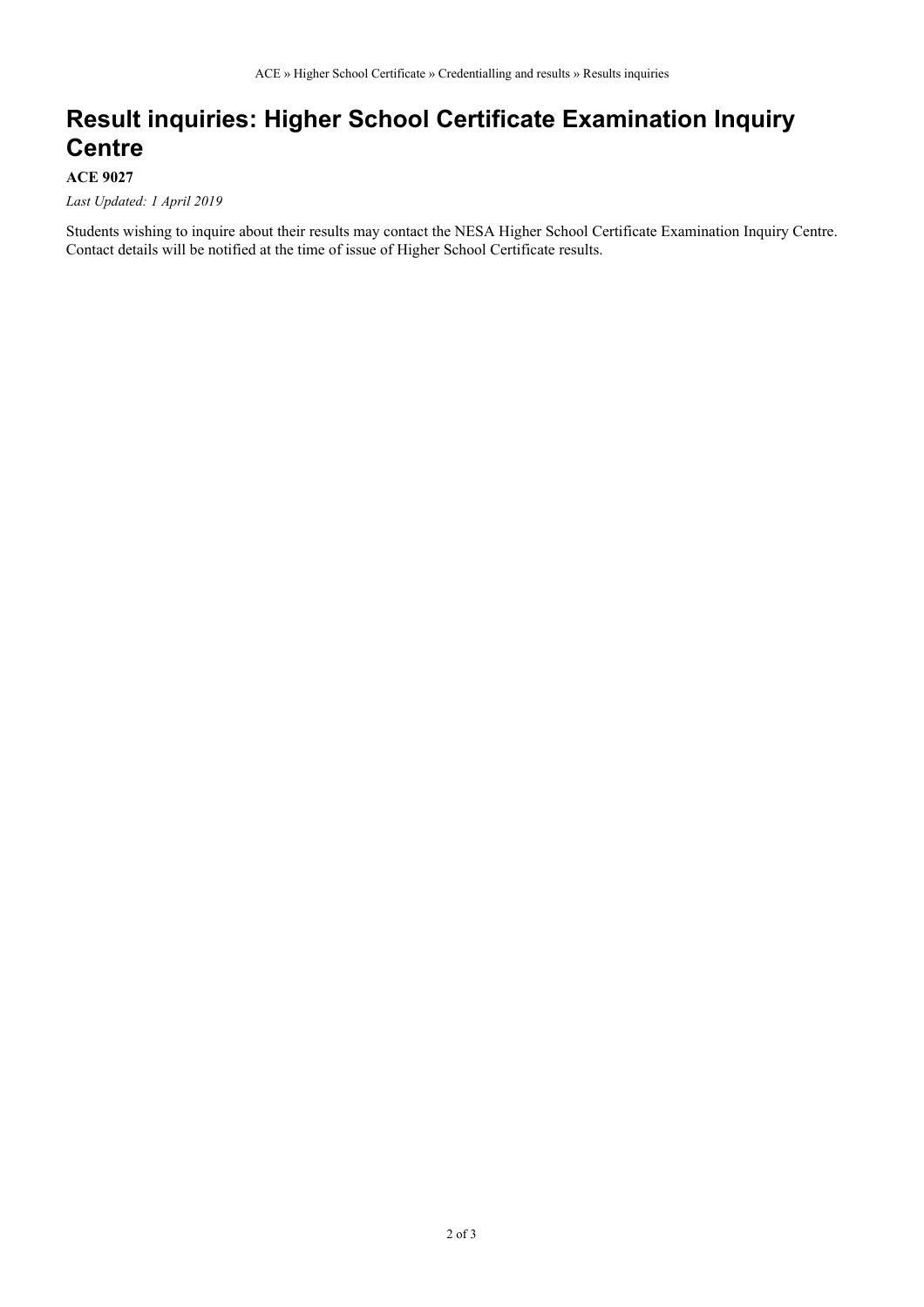# Result inquiries: Higher School Certificate Examination Inquiry Centre

**ACE 9027**

*Last Updated: 1 April 2019*

Students wishing to inquire about their results may contact the NESA Higher School Certificate Examination Inquiry Centre. Contact details will be notified at the time of issue of Higher School Certificate results.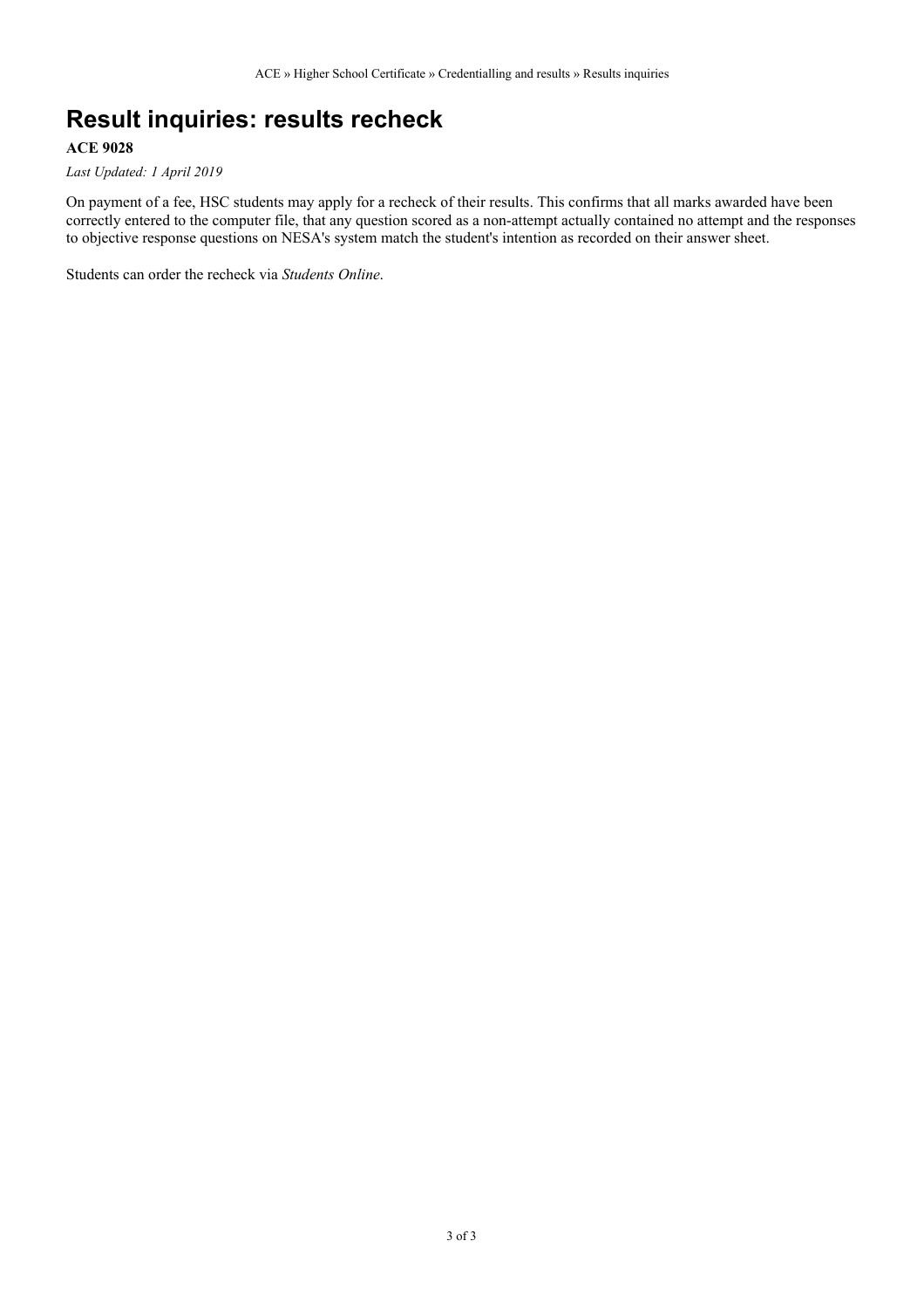# Result inquiries: results recheck

**ACE 9028**

*Last Updated: 1 April 2019*

On payment of a fee, HSC students may apply for a recheck of their results. This confirms that all marks awarded have been correctly entered to the computer file, that any question scored as a non-attempt actually contained no attempt and the responses to objective response questions on NESA's system match the student's intention as recorded on their answer sheet.

Students can order the recheck via *Students Online*.